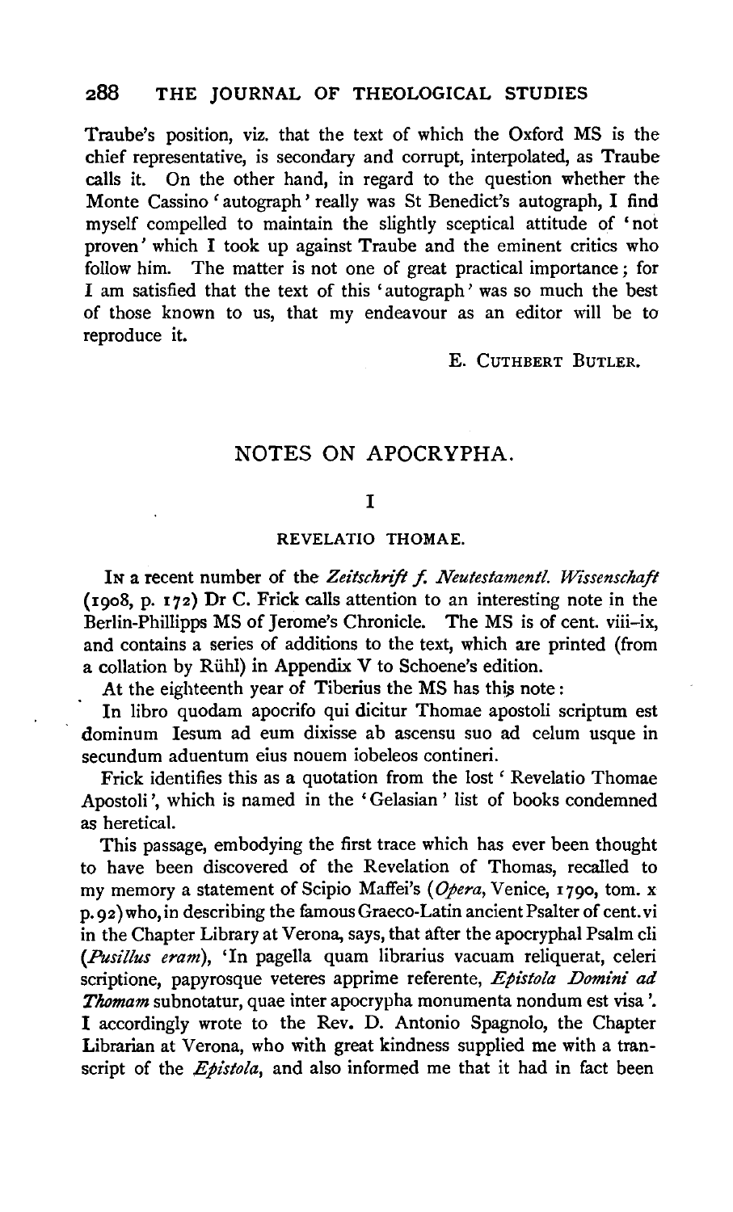Traube's position, viz. that the text of which the Oxford MS is the chief representative, is secondary and corrupt, interpolated, as Traube calls it. On the other hand, in regard to the question whether the Monte Cassino 'autograph' really was St Benedict's autograph, I find myself compelled to maintain the slightly sceptical attitude of 'not proven' which I took up against Traube and the eminent critics who follow him. The matter is not one of great practical importance; for I am satisfied that the text of this 'autograph' was so much the best of those known to us, that my endeavour as an editor will be to reproduce it.

E. CUTHBERT BUTLER.

## NOTES ON APOCRYPHA.

### I

### REVELATIO THOMAE.

IN a recent number of the *Zeitschrift f. Neutestamentl. Wissenschaft* (1908, p. 172) Dr C. Frick calls attention to an interesting note in the Berlin-Phillipps MS of Jerome's Chronicle. The MS is of cent. viii–ix, and contains a series of additions to the text, which are printed (from a collation by Rühl) in Appendix V to Schoene's edition.

At the eighteenth year of Tiberius the MS has this note:

In libro quodam apocrifo qui dicitur Thomae apostoli scriptum est dominum Iesum ad eum dixisse ab ascensu suo ad celum usque in secundum aduentum eius nouem iobeleos contineri.

Frick identifies this as a quotation from the lost 'Revelatio Thomae Apostoli', which is named in the 'Gelasian' list of books condemned as heretical.

This passage, embodying the first trace which has ever been thought to have been discovered of the Revelation of Thomas, recalled to my memory a statement of Scipio Maffei's (*Opera*, Venice, 1790, tom. x p. 92) who, in describing the famous Graeco-Latin ancient Psalter of cent. vi in the Chapter Library at Verona, says, that after the apocryphal Psalm cli (*Pusillus eram*), 'In pagella quam librarius vacuam reliquerat, celeri scriptione, papyrosque veteres apprime referente, *Epistola Domini ad Thomam* subnotatur, quae inter apocrypha monumenta nondum est visa'. I accordingly wrote to the Rev. D. Antonio Spagnolo, the Chapter Librarian at Verona, who with great kindness supplied me with a transcript of the *Epistola*, and also informed me that it had in fact been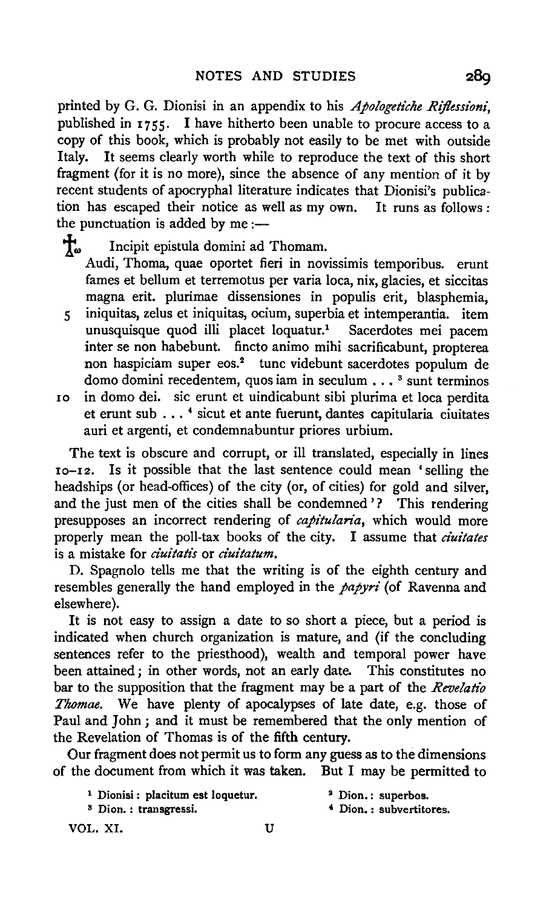printed by G. G. Dionisi in an appendix to his *Apologetiche Riflessioni*, published in 1755. I have hitherto been unable to procure access to a copy of this book, which is probably not easily to be met with outside Italy. It seems clearly worth while to reproduce the text of this short fragment (for it is no more), since the absence of any mention of it by recent students of apocryphal literature indicates that Dionisi's publication has escaped their notice as well as my own. It runs as follows: the punctuation is added by me:—

> ☧ Incipit epistula domini ad Thomam.
> Audi, Thoma, quae oportet fieri in novissimis temporibus. erunt fames et bellum et terremotus per varia loca, nix, glacies, et siccitas magna erit. plurimae dissensiones in populis erit, blasphemia,
> 5 iniquitas, zelus et iniquitas, ocium, superbia et intemperantia. item unusquisque quod illi placet loquatur.[1] Sacerdotes mei pacem inter se non habebunt. fincto animo mihi sacrificabunt, propterea non haspiciam super eos.[2] tunc videbunt sacerdotes populum de domo domini recedentem, quos iam in seculum . . . [3] sunt terminos
> 10 in domo dei. sic erunt et uindicabunt sibi plurima et loca perdita et erunt sub . . . [4] sicut et ante fuerunt, dantes capitularia ciuitates auri et argenti, et condemnabuntur priores urbium.

The text is obscure and corrupt, or ill translated, especially in lines 10–12. Is it possible that the last sentence could mean 'selling the headships (or head-offices) of the city (or, of cities) for gold and silver, and the just men of the cities shall be condemned'? This rendering presupposes an incorrect rendering of *capitularia*, which would more properly mean the poll-tax books of the city. I assume that *ciuitates* is a mistake for *ciuitatis* or *ciuitatum*.

D. Spagnolo tells me that the writing is of the eighth century and resembles generally the hand employed in the *papyri* (of Ravenna and elsewhere).

It is not easy to assign a date to so short a piece, but a period is indicated when church organization is mature, and (if the concluding sentences refer to the priesthood), wealth and temporal power have been attained; in other words, not an early date. This constitutes no bar to the supposition that the fragment may be a part of the *Revelatio Thomae*. We have plenty of apocalypses of late date, e.g. those of Paul and John; and it must be remembered that the only mention of the Revelation of Thomas is of the fifth century.

Our fragment does not permit us to form any guess as to the dimensions of the document from which it was taken. But I may be permitted to

[1] Dionisi: placitum est loquetur.
[2] Dion.: superbos.
[3] Dion.: transgressi.
[4] Dion.: subvertitores.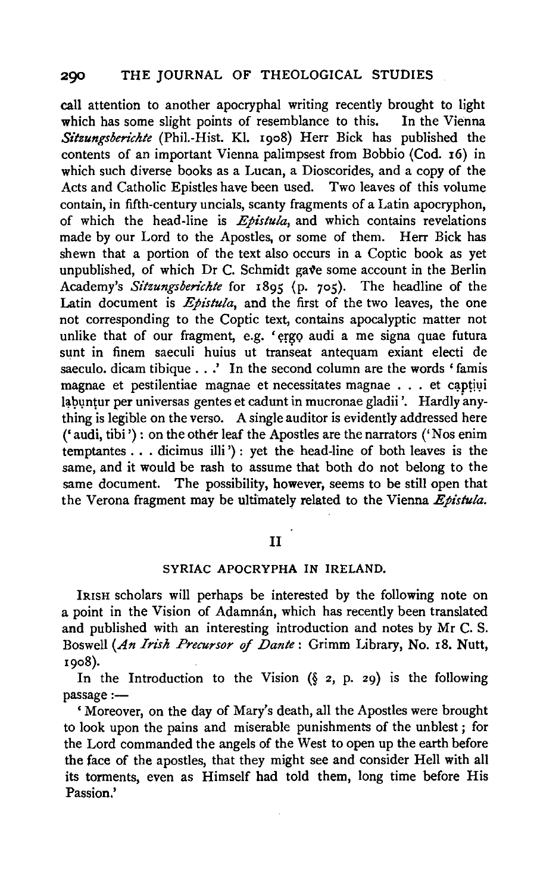call attention to another apocryphal writing recently brought to light which has some slight points of resemblance to this. In the Vienna *Sitzungsberichte* (Phil.-Hist. Kl. 1908) Herr Bick has published the contents of an important Vienna palimpsest from Bobbio (Cod. 16) in which such diverse books as a Lucan, a Dioscorides, and a copy of the Acts and Catholic Epistles have been used. Two leaves of this volume contain, in fifth-century uncials, scanty fragments of a Latin apocryphon, of which the head-line is *Epistula*, and which contains revelations made by our Lord to the Apostles, or some of them. Herr Bick has shewn that a portion of the text also occurs in a Coptic book as yet unpublished, of which Dr C. Schmidt gave some account in the Berlin Academy's *Sitzungsberichte* for 1895 (p. 705). The headline of the Latin document is *Epistula*, and the first of the two leaves, the one not corresponding to the Coptic text, contains apocalyptic matter not unlike that of our fragment, e.g. 'ergo audi a me signa quae futura sunt in finem saeculi huius ut transeat antequam exiant electi de saeculo. dicam tibique . . .' In the second column are the words 'famis magnae et pestilentiae magnae et necessitates magnae . . . et captiui labuntur per uniuersas gentes et cadunt in mucronae gladii'. Hardly anything is legible on the verso. A single auditor is evidently addressed here ('audi, tibi'): on the other leaf the Apostles are the narrators ('Nos enim temptantes . . . dicimus illi'): yet the head-line of both leaves is the same, and it would be rash to assume that both do not belong to the same document. The possibility, however, seems to be still open that the Verona fragment may be ultimately related to the Vienna *Epistula*.

## II

### SYRIAC APOCRYPHA IN IRELAND.

IRISH scholars will perhaps be interested by the following note on a point in the Vision of Adamnán, which has recently been translated and published with an interesting introduction and notes by Mr C. S. Boswell (*An Irish Precursor of Dante*: Grimm Library, No. 18. Nutt, 1908).

In the Introduction to the Vision (§ 2, p. 29) is the following passage:—

'Moreover, on the day of Mary's death, all the Apostles were brought to look upon the pains and miserable punishments of the unblest; for the Lord commanded the angels of the West to open up the earth before the face of the apostles, that they might see and consider Hell with all its torments, even as Himself had told them, long time before His Passion.'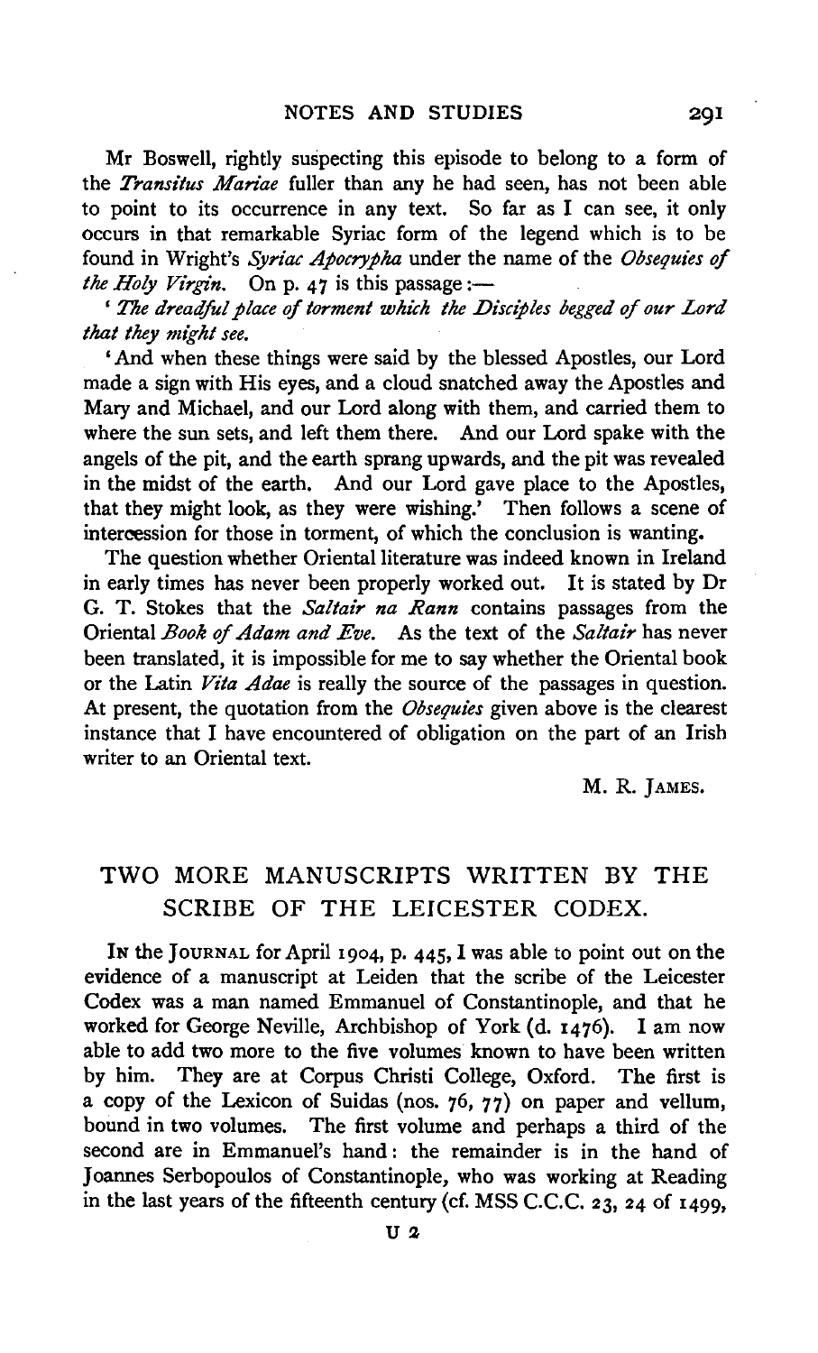Mr Boswell, rightly suspecting this episode to belong to a form of the *Transitus Mariae* fuller than any he had seen, has not been able to point to its occurrence in any text. So far as I can see, it only occurs in that remarkable Syriac form of the legend which is to be found in Wright's *Syriac Apocrypha* under the name of the *Obsequies of the Holy Virgin*. On p. 47 is this passage:—

'*The dreadful place of torment which the Disciples begged of our Lord that they might see.*

'And when these things were said by the blessed Apostles, our Lord made a sign with His eyes, and a cloud snatched away the Apostles and Mary and Michael, and our Lord along with them, and carried them to where the sun sets, and left them there. And our Lord spake with the angels of the pit, and the earth sprang upwards, and the pit was revealed in the midst of the earth. And our Lord gave place to the Apostles, that they might look, as they were wishing.' Then follows a scene of intercession for those in torment, of which the conclusion is wanting.

The question whether Oriental literature was indeed known in Ireland in early times has never been properly worked out. It is stated by Dr G. T. Stokes that the *Saltair na Rann* contains passages from the Oriental *Book of Adam and Eve*. As the text of the *Saltair* has never been translated, it is impossible for me to say whether the Oriental book or the Latin *Vita Adae* is really the source of the passages in question. At present, the quotation from the *Obsequies* given above is the clearest instance that I have encountered of obligation on the part of an Irish writer to an Oriental text.

M. R. JAMES.

## TWO MORE MANUSCRIPTS WRITTEN BY THE SCRIBE OF THE LEICESTER CODEX.

IN the JOURNAL for April 1904, p. 445, I was able to point out on the evidence of a manuscript at Leiden that the scribe of the Leicester Codex was a man named Emmanuel of Constantinople, and that he worked for George Neville, Archbishop of York (d. 1476). I am now able to add two more to the five volumes known to have been written by him. They are at Corpus Christi College, Oxford. The first is a copy of the Lexicon of Suidas (nos. 76, 77) on paper and vellum, bound in two volumes. The first volume and perhaps a third of the second are in Emmanuel's hand: the remainder is in the hand of Joannes Serbopoulos of Constantinople, who was working at Reading in the last years of the fifteenth century (cf. MSS C.C.C. 23, 24 of 1499,